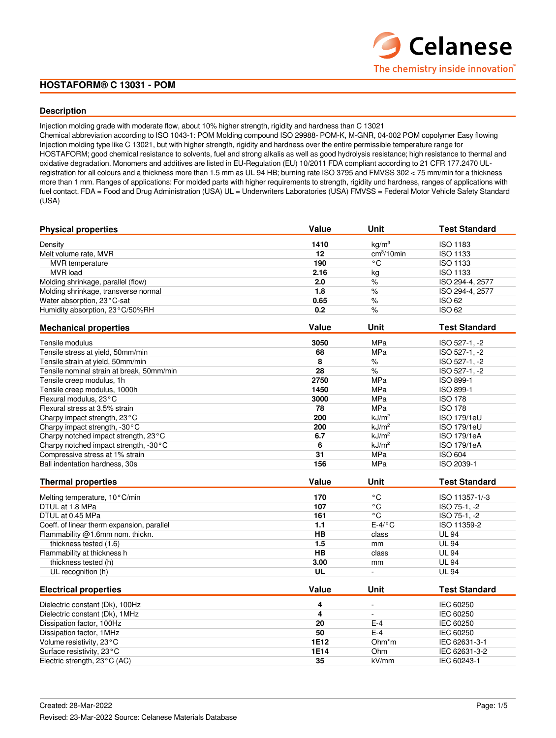# HOSTAFORM® C 13031 - POM

## Description

Injection molding grade with moderate flow, about 10% higher strength, rigidity and hardness than C 13021
Chemical abbreviation according to ISO 1043-1: POM Molding compound ISO 29988- POM-K, M-GNR, 04-002 POM copolymer Easy flowing Injection molding type like C 13021, but with higher strength, rigidity and hardness over the entire permissible temperature range for HOSTAFORM; good chemical resistance to solvents, fuel and strong alkalis as well as good hydrolysis resistance; high resistance to thermal and oxidative degradation. Monomers and additives are listed in EU-Regulation (EU) 10/2011 FDA compliant according to 21 CFR 177.2470 UL-registration for all colours and a thickness more than 1.5 mm as UL 94 HB; burning rate ISO 3795 and FMVSS 302 < 75 mm/min for a thickness more than 1 mm. Ranges of applications: For molded parts with higher requirements to strength, rigidity und hardness, ranges of applications with fuel contact. FDA = Food and Drug Administration (USA) UL = Underwriters Laboratories (USA) FMVSS = Federal Motor Vehicle Safety Standard (USA)

| Physical properties | Value | Unit | Test Standard |
|---|---|---|---|
| Density | **1410** | kg/m³ | ISO 1183 |
| Melt volume rate, MVR | **12** | cm³/10min | ISO 1133 |
| MVR temperature | **190** | °C | ISO 1133 |
| MVR load | **2.16** | kg | ISO 1133 |
| Molding shrinkage, parallel (flow) | **2.0** | % | ISO 294-4, 2577 |
| Molding shrinkage, transverse normal | **1.8** | % | ISO 294-4, 2577 |
| Water absorption, 23°C-sat | **0.65** | % | ISO 62 |
| Humidity absorption, 23°C/50%RH | **0.2** | % | ISO 62 |

| Mechanical properties | Value | Unit | Test Standard |
|---|---|---|---|
| Tensile modulus | **3050** | MPa | ISO 527-1, -2 |
| Tensile stress at yield, 50mm/min | **68** | MPa | ISO 527-1, -2 |
| Tensile strain at yield, 50mm/min | **8** | % | ISO 527-1, -2 |
| Tensile nominal strain at break, 50mm/min | **28** | % | ISO 527-1, -2 |
| Tensile creep modulus, 1h | **2750** | MPa | ISO 899-1 |
| Tensile creep modulus, 1000h | **1450** | MPa | ISO 899-1 |
| Flexural modulus, 23°C | **3000** | MPa | ISO 178 |
| Flexural stress at 3.5% strain | **78** | MPa | ISO 178 |
| Charpy impact strength, 23°C | **200** | kJ/m² | ISO 179/1eU |
| Charpy impact strength, -30°C | **200** | kJ/m² | ISO 179/1eU |
| Charpy notched impact strength, 23°C | **6.7** | kJ/m² | ISO 179/1eA |
| Charpy notched impact strength, -30°C | **6** | kJ/m² | ISO 179/1eA |
| Compressive stress at 1% strain | **31** | MPa | ISO 604 |
| Ball indentation hardness, 30s | **156** | MPa | ISO 2039-1 |

| Thermal properties | Value | Unit | Test Standard |
|---|---|---|---|
| Melting temperature, 10°C/min | **170** | °C | ISO 11357-1/-3 |
| DTUL at 1.8 MPa | **107** | °C | ISO 75-1, -2 |
| DTUL at 0.45 MPa | **161** | °C | ISO 75-1, -2 |
| Coeff. of linear therm expansion, parallel | **1.1** | E-4/°C | ISO 11359-2 |
| Flammability @1.6mm nom. thickn. | **HB** | class | UL 94 |
| thickness tested (1.6) | **1.5** | mm | UL 94 |
| Flammability at thickness h | **HB** | class | UL 94 |
| thickness tested (h) | **3.00** | mm | UL 94 |
| UL recognition (h) | **UL** | - | UL 94 |

| Electrical properties | Value | Unit | Test Standard |
|---|---|---|---|
| Dielectric constant (Dk), 100Hz | **4** | - | IEC 60250 |
| Dielectric constant (Dk), 1MHz | **4** | - | IEC 60250 |
| Dissipation factor, 100Hz | **20** | E-4 | IEC 60250 |
| Dissipation factor, 1MHz | **50** | E-4 | IEC 60250 |
| Volume resistivity, 23°C | **1E12** | Ohm*m | IEC 62631-3-1 |
| Surface resistivity, 23°C | **1E14** | Ohm | IEC 62631-3-2 |
| Electric strength, 23°C (AC) | **35** | kV/mm | IEC 60243-1 |

Created: 28-Mar-2022
Revised: 23-Mar-2022 Source: Celanese Materials Database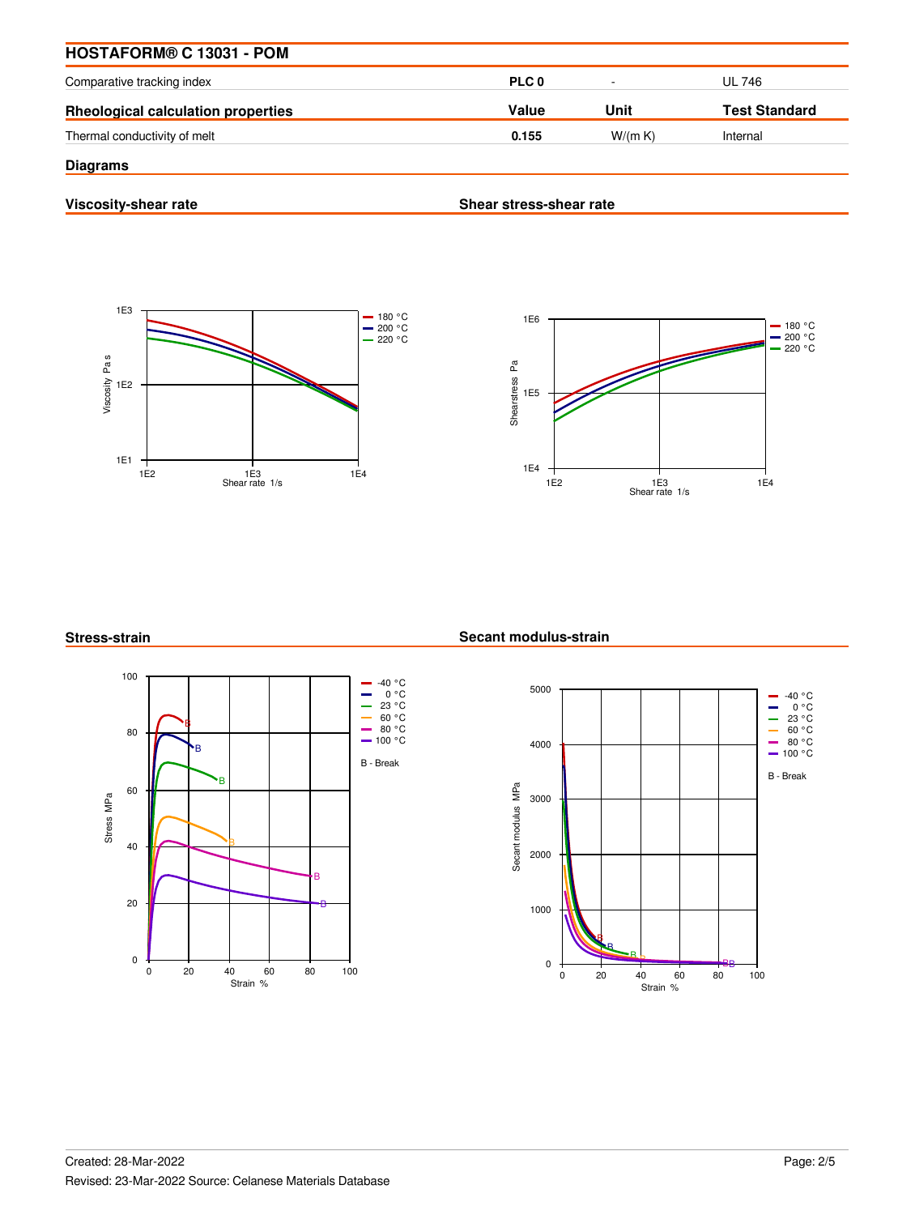## HOSTAFORM® C 13031 - POM

| | | | |
|---|---|---|---|
| Comparative tracking index | PLC 0 | - | UL 746 |

| Rheological calculation properties | Value | Unit | Test Standard |
|---|---|---|---|
| Thermal conductivity of melt | 0.155 | W/(m K) | Internal |

### Diagrams

#### Viscosity-shear rate

Viscosity Pa s
1E3
1E2
1E1
1E2
1E3
1E4
Shear rate 1/s
180 °C
200 °C
220 °C

#### Shear stress-shear rate

Shearstress Pa
1E6
1E5
1E4
1E2
1E3
1E4
Shear rate 1/s
180 °C
200 °C
220 °C

#### Stress-strain

Stress MPa
100
80
60
40
20
0
0
20
40
60
80
100
Strain %
-40 °C
0 °C
23 °C
60 °C
80 °C
100 °C
B - Break

#### Secant modulus-strain

Secant modulus MPa
5000
4000
3000
2000
1000
0
0
20
40
60
80
100
Strain %
-40 °C
0 °C
23 °C
60 °C
80 °C
100 °C
B - Break

Created: 28-Mar-2022
Revised: 23-Mar-2022 Source: Celanese Materials Database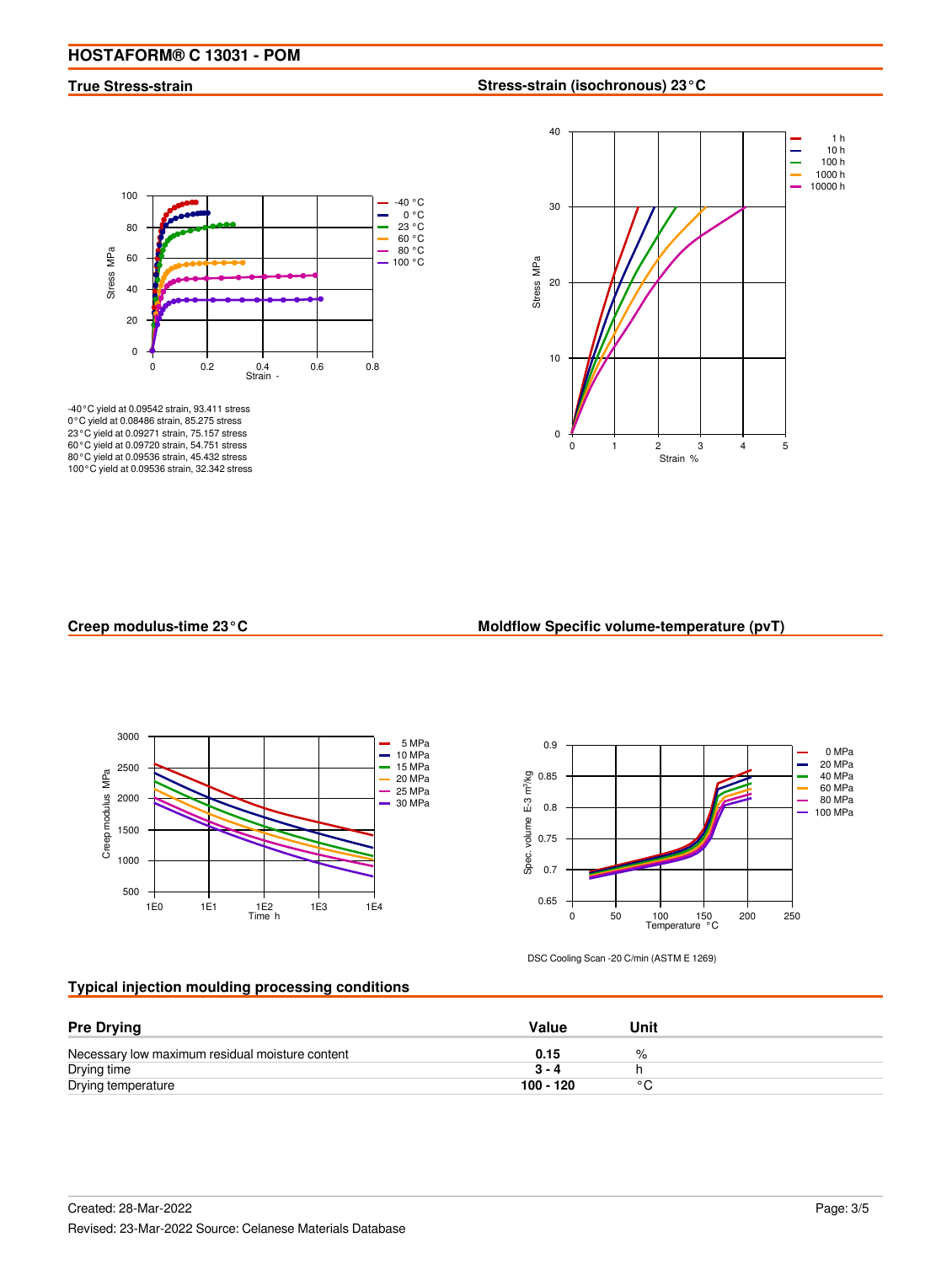## True Stress-strain

-40°C yield at 0.09542 strain, 93.411 stress
0°C yield at 0.08486 strain, 85.275 stress
23°C yield at 0.09271 strain, 75.157 stress
60°C yield at 0.09720 strain, 54.751 stress
80°C yield at 0.09536 strain, 45.432 stress
100°C yield at 0.09536 strain, 32.342 stress

## Stress-strain (isochronous) 23°C

## Creep modulus-time 23°C

## Moldflow Specific volume-temperature (pvT)

DSC Cooling Scan -20 C/min (ASTM E 1269)

## Typical injection moulding processing conditions

| Pre Drying | Value | Unit |
|---|---|---|
| Necessary low maximum residual moisture content | **0.15** | % |
| Drying time | **3 - 4** | h |
| Drying temperature | **100 - 120** | °C |

Created: 28-Mar-2022

Revised: 23-Mar-2022 Source: Celanese Materials Database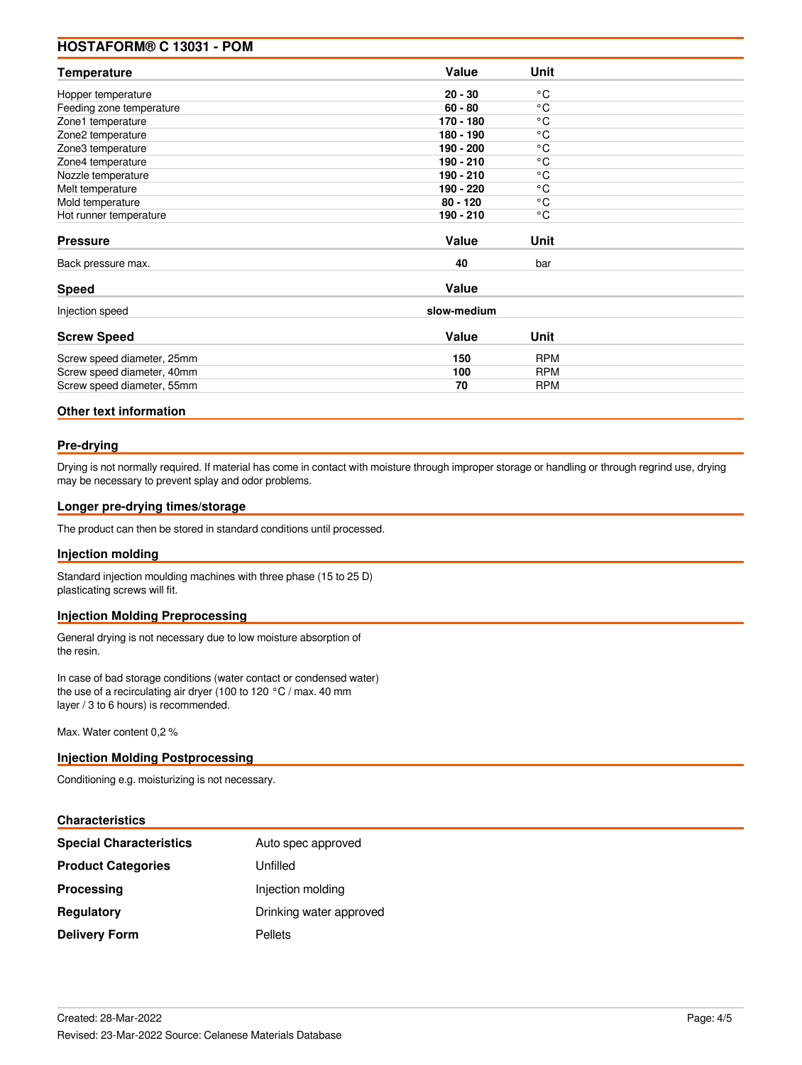## Temperature

| Temperature | Value | Unit |
|---|---|---|
| Hopper temperature | **20 - 30** | °C |
| Feeding zone temperature | **60 - 80** | °C |
| Zone1 temperature | **170 - 180** | °C |
| Zone2 temperature | **180 - 190** | °C |
| Zone3 temperature | **190 - 200** | °C |
| Zone4 temperature | **190 - 210** | °C |
| Nozzle temperature | **190 - 210** | °C |
| Melt temperature | **190 - 220** | °C |
| Mold temperature | **80 - 120** | °C |
| Hot runner temperature | **190 - 210** | °C |

| Pressure | Value | Unit |
|---|---|---|
| Back pressure max. | **40** | bar |

| Speed | Value |
|---|---|
| Injection speed | **slow-medium** |

| Screw Speed | Value | Unit |
|---|---|---|
| Screw speed diameter, 25mm | **150** | RPM |
| Screw speed diameter, 40mm | **100** | RPM |
| Screw speed diameter, 55mm | **70** | RPM |

## Other text information

### Pre-drying

Drying is not normally required. If material has come in contact with moisture through improper storage or handling or through regrind use, drying may be necessary to prevent splay and odor problems.

### Longer pre-drying times/storage

The product can then be stored in standard conditions until processed.

### Injection molding

Standard injection moulding machines with three phase (15 to 25 D) plasticating screws will fit.

### Injection Molding Preprocessing

General drying is not necessary due to low moisture absorption of the resin.

In case of bad storage conditions (water contact or condensed water) the use of a recirculating air dryer (100 to 120 °C / max. 40 mm layer / 3 to 6 hours) is recommended.

Max. Water content 0,2 %

### Injection Molding Postprocessing

Conditioning e.g. moisturizing is not necessary.

## Characteristics

| | |
|---|---|
| **Special Characteristics** | Auto spec approved |
| **Product Categories** | Unfilled |
| **Processing** | Injection molding |
| **Regulatory** | Drinking water approved |
| **Delivery Form** | Pellets |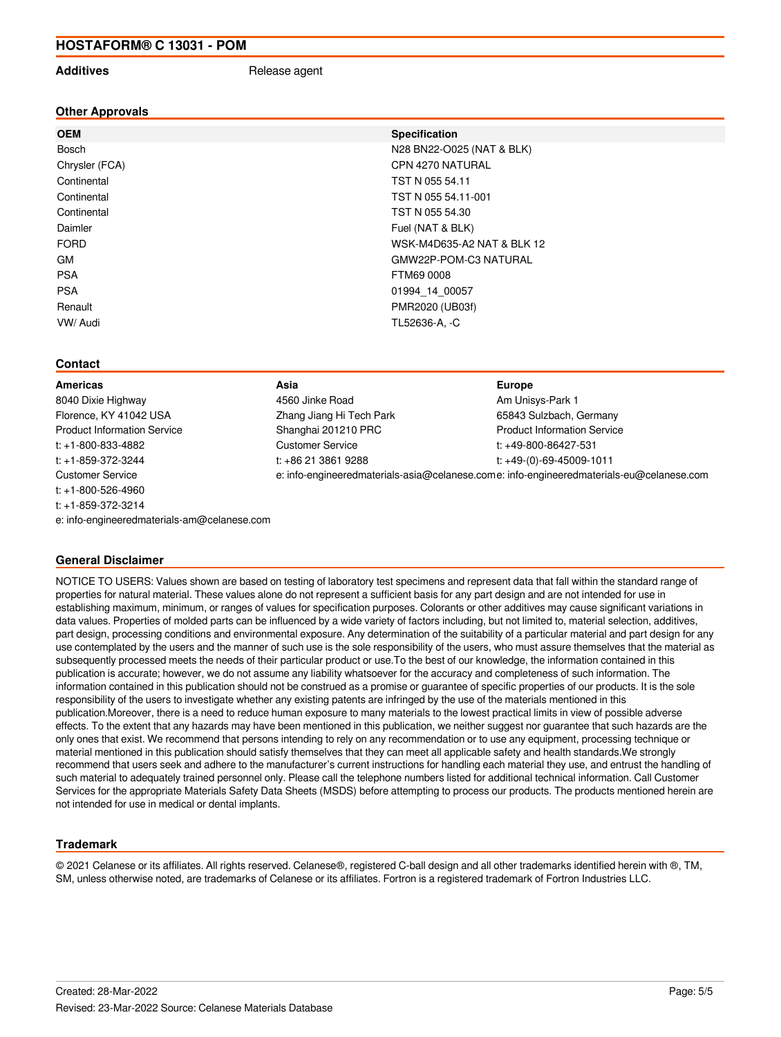**Additives** Release agent

## Other Approvals

| OEM | Specification |
|---|---|
| Bosch | N28 BN22-O025 (NAT & BLK) |
| Chrysler (FCA) | CPN 4270 NATURAL |
| Continental | TST N 055 54.11 |
| Continental | TST N 055 54.11-001 |
| Continental | TST N 055 54.30 |
| Daimler | Fuel (NAT & BLK) |
| FORD | WSK-M4D635-A2 NAT & BLK 12 |
| GM | GMW22P-POM-C3 NATURAL |
| PSA | FTM69 0008 |
| PSA | 01994_14_00057 |
| Renault | PMR2020 (UB03f) |
| VW/ Audi | TL52636-A, -C |

## Contact

**Americas**
8040 Dixie Highway
Florence, KY 41042 USA
Product Information Service
t: +1-800-833-4882
t: +1-859-372-3244
Customer Service
t: +1-800-526-4960
t: +1-859-372-3214
e: info-engineeredmaterials-am@celanese.com

**Asia**
4560 Jinke Road
Zhang Jiang Hi Tech Park
Shanghai 201210 PRC
Customer Service
t: +86 21 3861 9288
e: info-engineeredmaterials-asia@celanese.com

**Europe**
Am Unisys-Park 1
65843 Sulzbach, Germany
Product Information Service
t: +49-800-86427-531
t: +49-(0)-69-45009-1011
e: info-engineeredmaterials-eu@celanese.com

## General Disclaimer

NOTICE TO USERS: Values shown are based on testing of laboratory test specimens and represent data that fall within the standard range of properties for natural material. These values alone do not represent a sufficient basis for any part design and are not intended for use in establishing maximum, minimum, or ranges of values for specification purposes. Colorants or other additives may cause significant variations in data values. Properties of molded parts can be influenced by a wide variety of factors including, but not limited to, material selection, additives, part design, processing conditions and environmental exposure. Any determination of the suitability of a particular material and part design for any use contemplated by the users and the manner of such use is the sole responsibility of the users, who must assure themselves that the material as subsequently processed meets the needs of their particular product or use.To the best of our knowledge, the information contained in this publication is accurate; however, we do not assume any liability whatsoever for the accuracy and completeness of such information. The information contained in this publication should not be construed as a promise or guarantee of specific properties of our products. It is the sole responsibility of the users to investigate whether any existing patents are infringed by the use of the materials mentioned in this publication.Moreover, there is a need to reduce human exposure to many materials to the lowest practical limits in view of possible adverse effects. To the extent that any hazards may have been mentioned in this publication, we neither suggest nor guarantee that such hazards are the only ones that exist. We recommend that persons intending to rely on any recommendation or to use any equipment, processing technique or material mentioned in this publication should satisfy themselves that they can meet all applicable safety and health standards.We strongly recommend that users seek and adhere to the manufacturer's current instructions for handling each material they use, and entrust the handling of such material to adequately trained personnel only. Please call the telephone numbers listed for additional technical information. Call Customer Services for the appropriate Materials Safety Data Sheets (MSDS) before attempting to process our products. The products mentioned herein are not intended for use in medical or dental implants.

## Trademark

© 2021 Celanese or its affiliates. All rights reserved. Celanese®, registered C-ball design and all other trademarks identified herein with ®, TM, SM, unless otherwise noted, are trademarks of Celanese or its affiliates. Fortron is a registered trademark of Fortron Industries LLC.